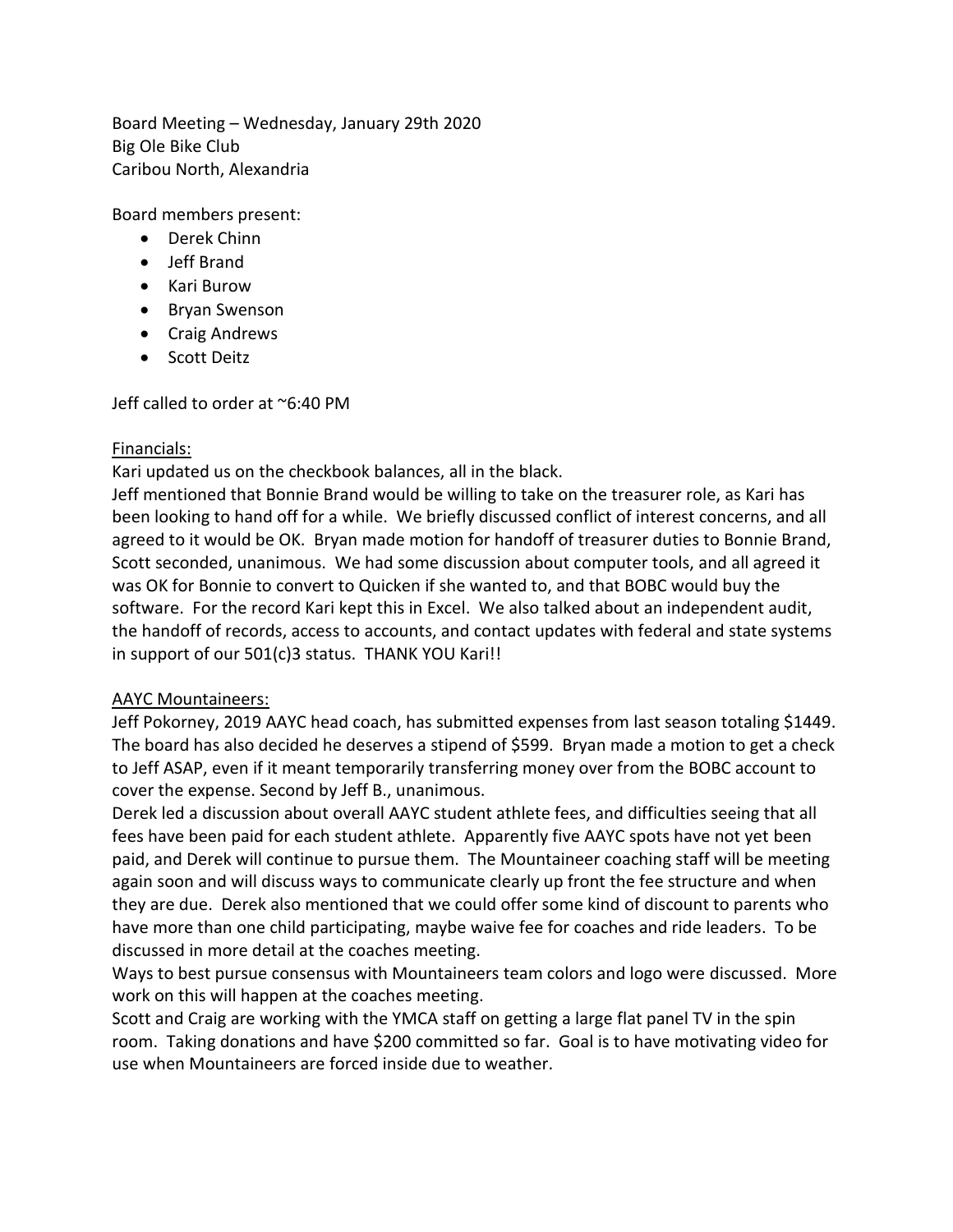Board Meeting – Wednesday, January 29th 2020
Big Ole Bike Club
Caribou North, Alexandria

Board members present:

- Derek Chinn
- Jeff Brand
- Kari Burow
- Bryan Swenson
- Craig Andrews
- Scott Deitz

Jeff called to order at ~6:40 PM

<u>Financials:</u>

Kari updated us on the checkbook balances, all in the black.

Jeff mentioned that Bonnie Brand would be willing to take on the treasurer role, as Kari has been looking to hand off for a while. We briefly discussed conflict of interest concerns, and all agreed to it would be OK. Bryan made motion for handoff of treasurer duties to Bonnie Brand, Scott seconded, unanimous. We had some discussion about computer tools, and all agreed it was OK for Bonnie to convert to Quicken if she wanted to, and that BOBC would buy the software. For the record Kari kept this in Excel. We also talked about an independent audit, the handoff of records, access to accounts, and contact updates with federal and state systems in support of our 501(c)3 status. THANK YOU Kari!!

<u>AAYC Mountaineers:</u>

Jeff Pokorney, 2019 AAYC head coach, has submitted expenses from last season totaling $1449. The board has also decided he deserves a stipend of $599. Bryan made a motion to get a check to Jeff ASAP, even if it meant temporarily transferring money over from the BOBC account to cover the expense. Second by Jeff B., unanimous.

Derek led a discussion about overall AAYC student athlete fees, and difficulties seeing that all fees have been paid for each student athlete. Apparently five AAYC spots have not yet been paid, and Derek will continue to pursue them. The Mountaineer coaching staff will be meeting again soon and will discuss ways to communicate clearly up front the fee structure and when they are due. Derek also mentioned that we could offer some kind of discount to parents who have more than one child participating, maybe waive fee for coaches and ride leaders. To be discussed in more detail at the coaches meeting.

Ways to best pursue consensus with Mountaineers team colors and logo were discussed. More work on this will happen at the coaches meeting.

Scott and Craig are working with the YMCA staff on getting a large flat panel TV in the spin room. Taking donations and have $200 committed so far. Goal is to have motivating video for use when Mountaineers are forced inside due to weather.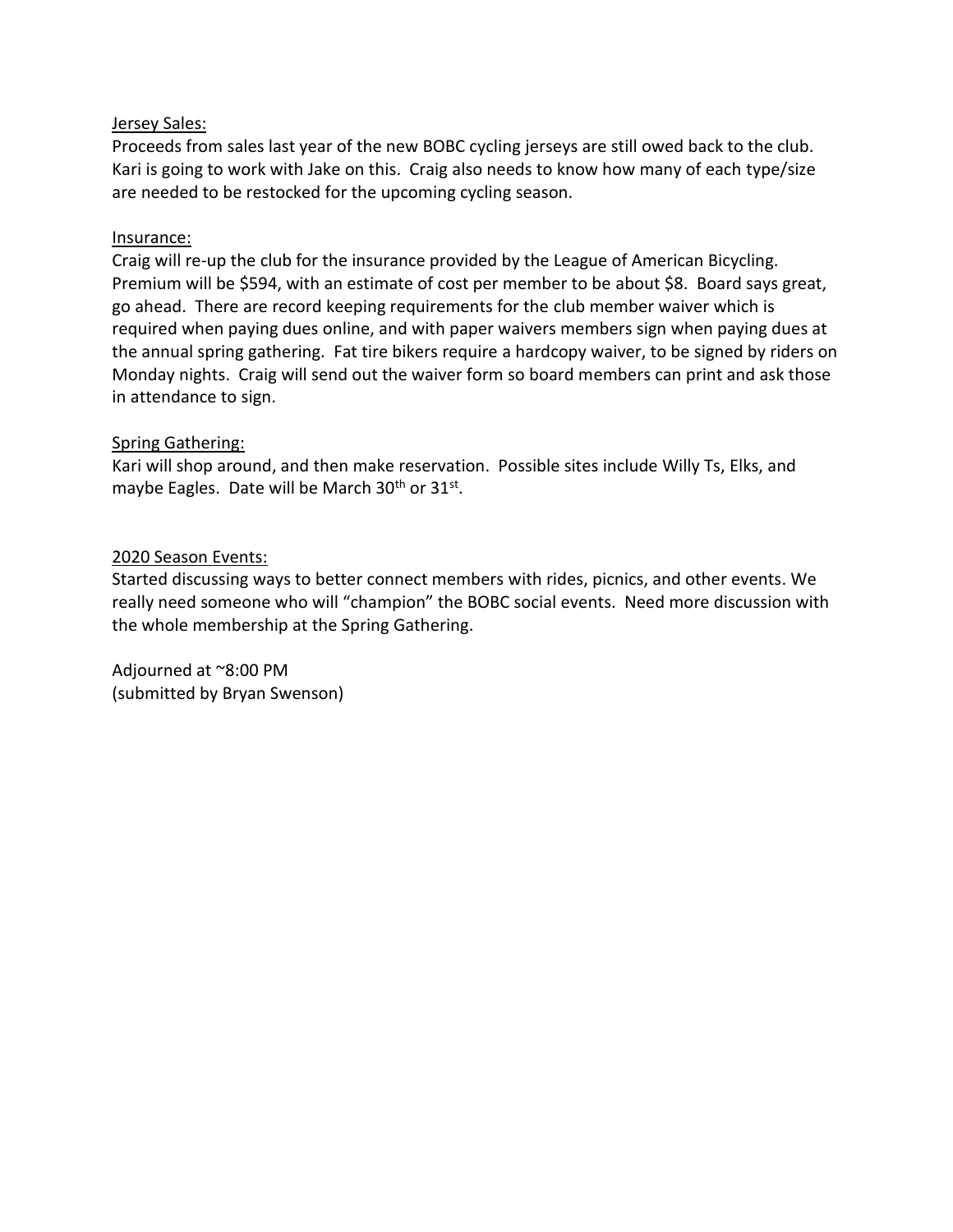Jersey Sales:

Proceeds from sales last year of the new BOBC cycling jerseys are still owed back to the club. Kari is going to work with Jake on this. Craig also needs to know how many of each type/size are needed to be restocked for the upcoming cycling season.

Insurance:

Craig will re-up the club for the insurance provided by the League of American Bicycling. Premium will be $594, with an estimate of cost per member to be about $8. Board says great, go ahead. There are record keeping requirements for the club member waiver which is required when paying dues online, and with paper waivers members sign when paying dues at the annual spring gathering. Fat tire bikers require a hardcopy waiver, to be signed by riders on Monday nights. Craig will send out the waiver form so board members can print and ask those in attendance to sign.

Spring Gathering:

Kari will shop around, and then make reservation. Possible sites include Willy Ts, Elks, and maybe Eagles. Date will be March 30th or 31st.

2020 Season Events:

Started discussing ways to better connect members with rides, picnics, and other events. We really need someone who will "champion" the BOBC social events. Need more discussion with the whole membership at the Spring Gathering.

Adjourned at ~8:00 PM
(submitted by Bryan Swenson)